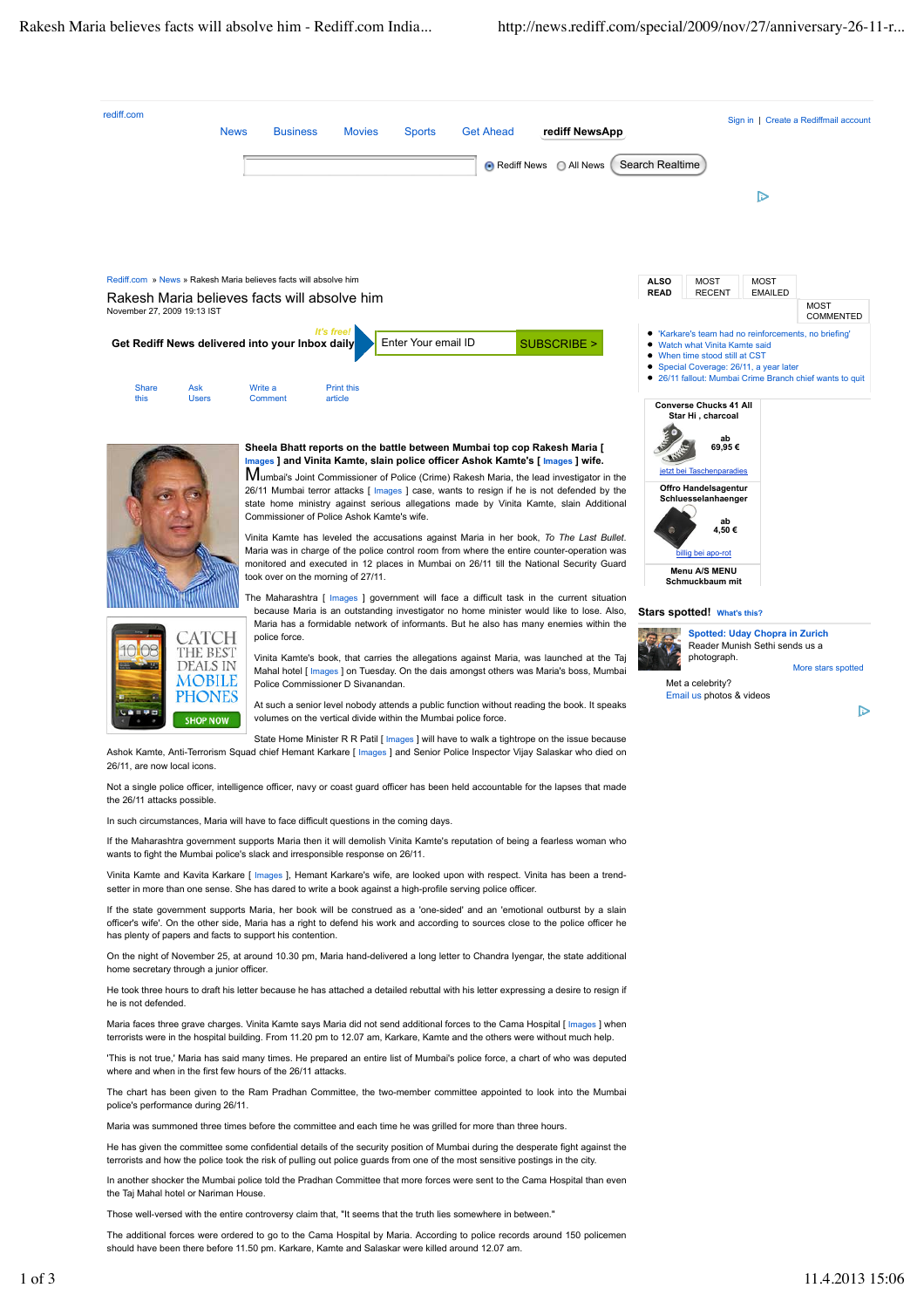# Rakesh Maria believes facts will absolve him

November 27, 2009 19:13 IST

**Sheela Bhatt reports on the battle between Mumbai top cop Rakesh Maria [ Images ] and Vinita Kamte, slain police officer Ashok Kamte's [ Images ] wife.**

Mumbai's Joint Commissioner of Police (Crime) Rakesh Maria, the lead investigator in the 26/11 Mumbai terror attacks [ Images ] case, wants to resign if he is not defended by the state home ministry against serious allegations made by Vinita Kamte, slain Additional Commissioner of Police Ashok Kamte's wife.

Vinita Kamte has leveled the accusations against Maria in her book, *To The Last Bullet*. Maria was in charge of the police control room from where the entire counter-operation was monitored and executed in 12 places in Mumbai on 26/11 till the National Security Guard took over on the morning of 27/11.

The Maharashtra [ Images ] government will face a difficult task in the current situation because Maria is an outstanding investigator no home minister would like to lose. Also, Maria has a formidable network of informants. But he also has many enemies within the police force.

Vinita Kamte's book, that carries the allegations against Maria, was launched at the Taj Mahal hotel [ Images ] on Tuesday. On the dais amongst others was Maria's boss, Mumbai Police Commissioner D Sivanandan.

At such a senior level nobody attends a public function without reading the book. It speaks volumes on the vertical divide within the Mumbai police force.

State Home Minister R R Patil [ Images ] will have to walk a tightrope on the issue because Ashok Kamte, Anti-Terrorism Squad chief Hemant Karkare [ Images ] and Senior Police Inspector Vijay Salaskar who died on 26/11, are now local icons.

Not a single police officer, intelligence officer, navy or coast guard officer has been held accountable for the lapses that made the 26/11 attacks possible.

In such circumstances, Maria will have to face difficult questions in the coming days.

If the Maharashtra government supports Maria then it will demolish Vinita Kamte's reputation of being a fearless woman who wants to fight the Mumbai police's slack and irresponsible response on 26/11.

Vinita Kamte and Kavita Karkare [ Images ], Hemant Karkare's wife, are looked upon with respect. Vinita has been a trend-setter in more than one sense. She has dared to write a book against a high-profile serving police officer.

If the state government supports Maria, her book will be construed as a 'one-sided' and an 'emotional outburst by a slain officer's wife'. On the other side, Maria has a right to defend his work and according to sources close to the police officer he has plenty of papers and facts to support his contention.

On the night of November 25, at around 10.30 pm, Maria hand-delivered a long letter to Chandra Iyengar, the state additional home secretary through a junior officer.

He took three hours to draft his letter because he has attached a detailed rebuttal with his letter expressing a desire to resign if he is not defended.

Maria faces three grave charges. Vinita Kamte says Maria did not send additional forces to the Cama Hospital [ Images ] when terrorists were in the hospital building. From 11.20 pm to 12.07 am, Karkare, Kamte and the others were without much help.

'This is not true,' Maria has said many times. He prepared an entire list of Mumbai's police force, a chart of who was deputed where and when in the first few hours of the 26/11 attacks.

The chart has been given to the Ram Pradhan Committee, the two-member committee appointed to look into the Mumbai police's performance during 26/11.

Maria was summoned three times before the committee and each time he was grilled for more than three hours.

He has given the committee some confidential details of the security position of Mumbai during the desperate fight against the terrorists and how the police took the risk of pulling out police guards from one of the most sensitive postings in the city.

In another shocker the Mumbai police told the Pradhan Committee that more forces were sent to the Cama Hospital than even the Taj Mahal hotel or Nariman House.

Those well-versed with the entire controversy claim that, "It seems that the truth lies somewhere in between."

The additional forces were ordered to go to the Cama Hospital by Maria. According to police records around 150 policemen should have been there before 11.50 pm. Karkare, Kamte and Salaskar were killed around 12.07 am.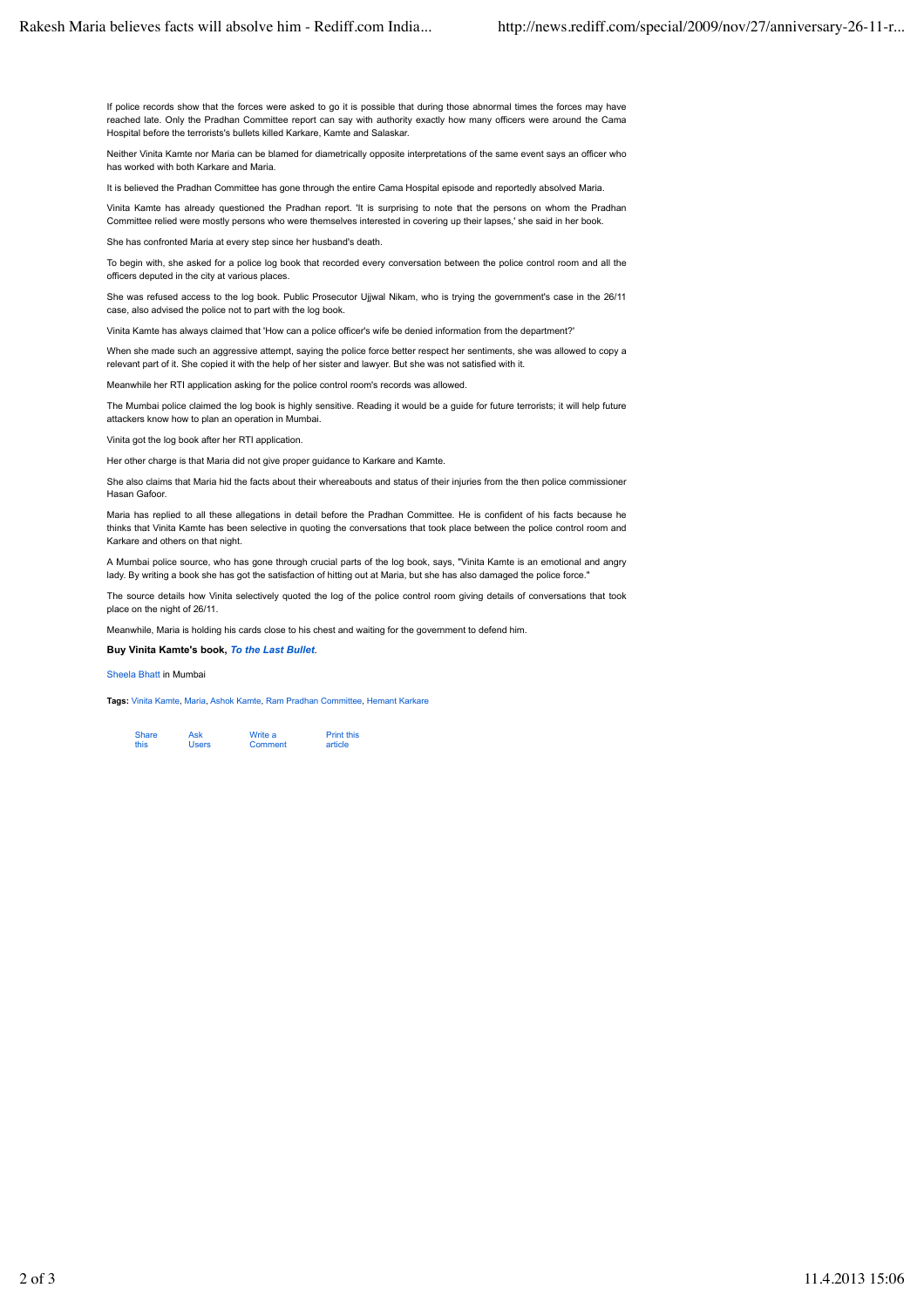If police records show that the forces were asked to go it is possible that during those abnormal times the forces may have reached late. Only the Pradhan Committee report can say with authority exactly how many officers were around the Cama Hospital before the terrorists's bullets killed Karkare, Kamte and Salaskar.

Neither Vinita Kamte nor Maria can be blamed for diametrically opposite interpretations of the same event says an officer who has worked with both Karkare and Maria.

It is believed the Pradhan Committee has gone through the entire Cama Hospital episode and reportedly absolved Maria.

Vinita Kamte has already questioned the Pradhan report. 'It is surprising to note that the persons on whom the Pradhan Committee relied were mostly persons who were themselves interested in covering up their lapses,' she said in her book.

She has confronted Maria at every step since her husband's death.

To begin with, she asked for a police log book that recorded every conversation between the police control room and all the officers deputed in the city at various places.

She was refused access to the log book. Public Prosecutor Ujjwal Nikam, who is trying the government's case in the 26/11 case, also advised the police not to part with the log book.

Vinita Kamte has always claimed that 'How can a police officer's wife be denied information from the department?'

When she made such an aggressive attempt, saying the police force better respect her sentiments, she was allowed to copy a relevant part of it. She copied it with the help of her sister and lawyer. But she was not satisfied with it.

Meanwhile her RTI application asking for the police control room's records was allowed.

The Mumbai police claimed the log book is highly sensitive. Reading it would be a guide for future terrorists; it will help future attackers know how to plan an operation in Mumbai.

Vinita got the log book after her RTI application.

Her other charge is that Maria did not give proper guidance to Karkare and Kamte.

She also claims that Maria hid the facts about their whereabouts and status of their injuries from the then police commissioner Hasan Gafoor.

Maria has replied to all these allegations in detail before the Pradhan Committee. He is confident of his facts because he thinks that Vinita Kamte has been selective in quoting the conversations that took place between the police control room and Karkare and others on that night.

A Mumbai police source, who has gone through crucial parts of the log book, says, "Vinita Kamte is an emotional and angry lady. By writing a book she has got the satisfaction of hitting out at Maria, but she has also damaged the police force."

The source details how Vinita selectively quoted the log of the police control room giving details of conversations that took place on the night of 26/11.

Meanwhile, Maria is holding his cards close to his chest and waiting for the government to defend him.

**Buy Vinita Kamte's book, *To the Last Bullet*.**

Sheela Bhatt in Mumbai

**Tags:** Vinita Kamte, Maria, Ashok Kamte, Ram Pradhan Committee, Hemant Karkare

Share this | Ask Users | Write a Comment | Print this article